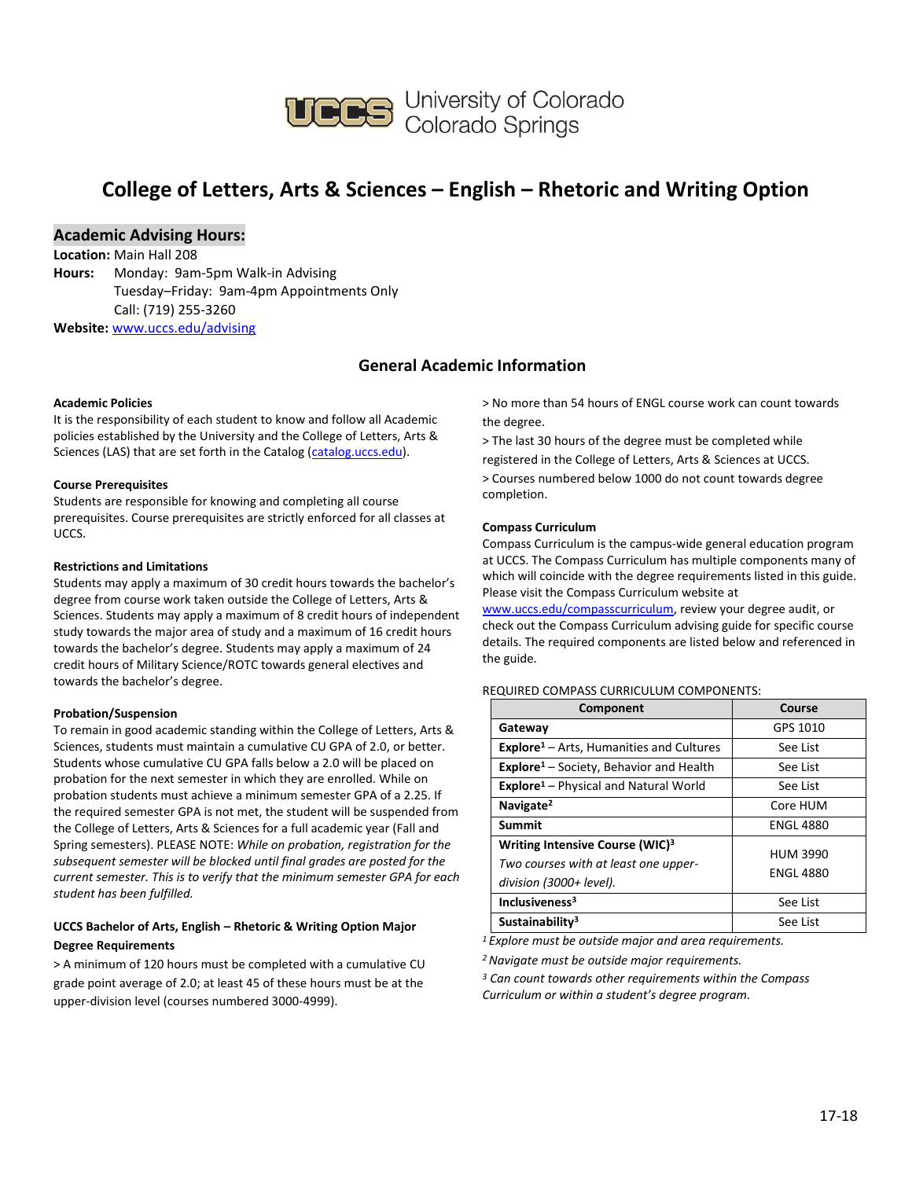University of Colorado Colorado Springs

# College of Letters, Arts & Sciences – English – Rhetoric and Writing Option

## Academic Advising Hours:

**Location:** Main Hall 208
**Hours:** Monday: 9am-5pm Walk-in Advising
Tuesday–Friday: 9am-4pm Appointments Only
Call: (719) 255-3260
**Website:** www.uccs.edu/advising

## General Academic Information

**Academic Policies**
It is the responsibility of each student to know and follow all Academic policies established by the University and the College of Letters, Arts & Sciences (LAS) that are set forth in the Catalog (catalog.uccs.edu).

**Course Prerequisites**
Students are responsible for knowing and completing all course prerequisites. Course prerequisites are strictly enforced for all classes at UCCS.

**Restrictions and Limitations**
Students may apply a maximum of 30 credit hours towards the bachelor's degree from course work taken outside the College of Letters, Arts & Sciences. Students may apply a maximum of 8 credit hours of independent study towards the major area of study and a maximum of 16 credit hours towards the bachelor's degree. Students may apply a maximum of 24 credit hours of Military Science/ROTC towards general electives and towards the bachelor's degree.

**Probation/Suspension**
To remain in good academic standing within the College of Letters, Arts & Sciences, students must maintain a cumulative CU GPA of 2.0, or better. Students whose cumulative CU GPA falls below a 2.0 will be placed on probation for the next semester in which they are enrolled. While on probation students must achieve a minimum semester GPA of a 2.25. If the required semester GPA is not met, the student will be suspended from the College of Letters, Arts & Sciences for a full academic year (Fall and Spring semesters). PLEASE NOTE: *While on probation, registration for the subsequent semester will be blocked until final grades are posted for the current semester. This is to verify that the minimum semester GPA for each student has been fulfilled.*

**UCCS Bachelor of Arts, English – Rhetoric & Writing Option Major Degree Requirements**
> A minimum of 120 hours must be completed with a cumulative CU grade point average of 2.0; at least 45 of these hours must be at the upper-division level (courses numbered 3000-4999).
> No more than 54 hours of ENGL course work can count towards the degree.
> The last 30 hours of the degree must be completed while registered in the College of Letters, Arts & Sciences at UCCS.
> Courses numbered below 1000 do not count towards degree completion.

**Compass Curriculum**
Compass Curriculum is the campus-wide general education program at UCCS. The Compass Curriculum has multiple components many of which will coincide with the degree requirements listed in this guide. Please visit the Compass Curriculum website at www.uccs.edu/compasscurriculum, review your degree audit, or check out the Compass Curriculum advising guide for specific course details. The required components are listed below and referenced in the guide.

REQUIRED COMPASS CURRICULUM COMPONENTS:

| Component | Course |
|---|---|
| **Gateway** | GPS 1010 |
| **Explore**[1] – Arts, Humanities and Cultures | See List |
| **Explore**[1] – Society, Behavior and Health | See List |
| **Explore**[1] – Physical and Natural World | See List |
| **Navigate**[2] | Core HUM |
| **Summit** | ENGL 4880 |
| **Writing Intensive Course (WIC)**[3] *Two courses with at least one upper-division (3000+ level).* | HUM 3990 ENGL 4880 |
| **Inclusiveness**[3] | See List |
| **Sustainability**[3] | See List |

*[1] Explore must be outside major and area requirements.*
*[2] Navigate must be outside major requirements.*
*[3] Can count towards other requirements within the Compass Curriculum or within a student's degree program.*

17-18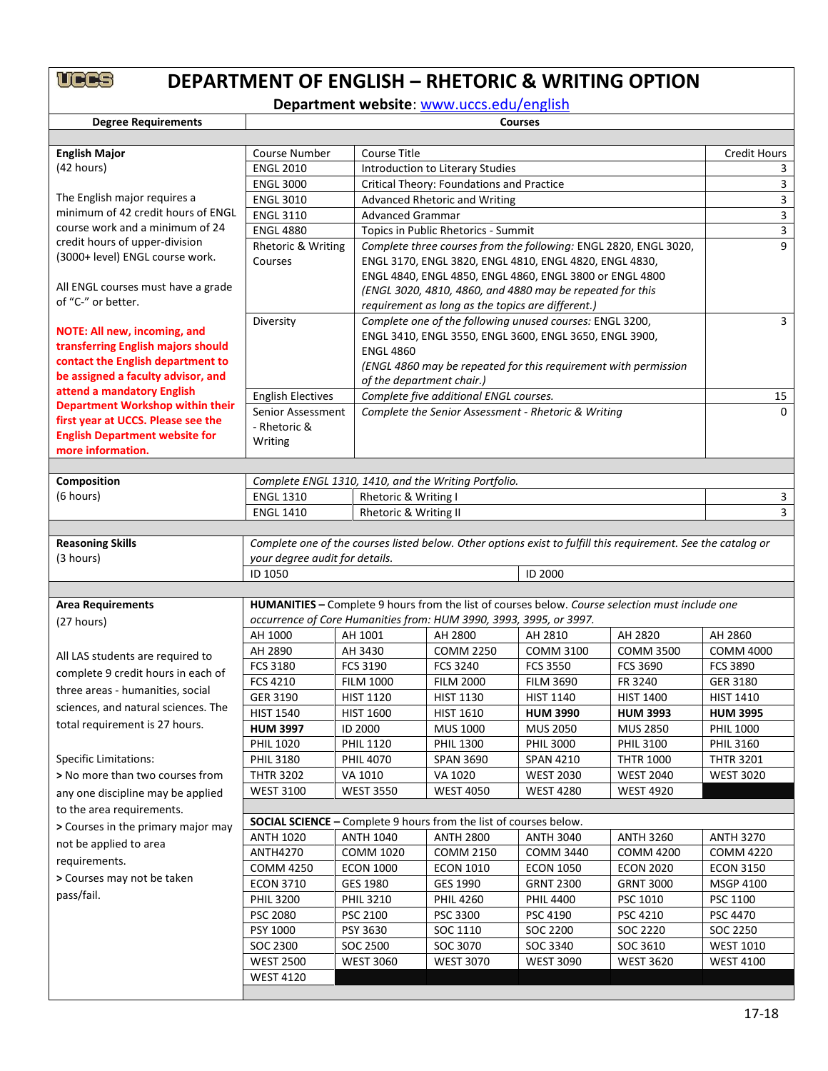# DEPARTMENT OF ENGLISH – RHETORIC & WRITING OPTION

**Department website**: www.uccs.edu/english

| Degree Requirements | Courses | | |
|---|---|---|---|
| **English Major** (42 hours) | Course Number | Course Title | Credit Hours |
| The English major requires a minimum of 42 credit hours of ENGL course work and a minimum of 24 credit hours of upper-division (3000+ level) ENGL course work. | ENGL 2010 | Introduction to Literary Studies | 3 |
| All ENGL courses must have a grade of "C-" or better. | ENGL 3000 | Critical Theory: Foundations and Practice | 3 |
| **NOTE: All new, incoming, and transferring English majors should contact the English department to be assigned a faculty advisor, and attend a mandatory English Department Workshop within their first year at UCCS. Please see the English Department website for more information.** | ENGL 3010 | Advanced Rhetoric and Writing | 3 |
| | ENGL 3110 | Advanced Grammar | 3 |
| | ENGL 4880 | Topics in Public Rhetorics - Summit | 3 |
| | Rhetoric & Writing Courses | *Complete three courses from the following:* ENGL 2820, ENGL 3020, ENGL 3170, ENGL 3820, ENGL 4810, ENGL 4820, ENGL 4830, ENGL 4840, ENGL 4850, ENGL 4860, ENGL 3800 or ENGL 4800 *(ENGL 3020, 4810, 4860, and 4880 may be repeated for this requirement as long as the topics are different.)* | 9 |
| | Diversity | *Complete one of the following unused courses:* ENGL 3200, ENGL 3410, ENGL 3550, ENGL 3600, ENGL 3650, ENGL 3900, ENGL 4860 *(ENGL 4860 may be repeated for this requirement with permission of the department chair.)* | 3 |
| | English Electives | *Complete five additional ENGL courses.* | 15 |
| | Senior Assessment - Rhetoric & Writing | *Complete the Senior Assessment - Rhetoric & Writing* | 0 |

| Degree Requirements | Courses | | |
|---|---|---|---|
| **Composition** (6 hours) | *Complete ENGL 1310, 1410, and the Writing Portfolio.* | | |
| | ENGL 1310 | Rhetoric & Writing I | 3 |
| | ENGL 1410 | Rhetoric & Writing II | 3 |

| Degree Requirements | Courses | |
|---|---|---|
| **Reasoning Skills** (3 hours) | *Complete one of the courses listed below. Other options exist to fulfill this requirement. See the catalog or your degree audit for details.* | |
| | ID 1050 | ID 2000 |

**Area Requirements** (27 hours)

All LAS students are required to complete 9 credit hours in each of three areas - humanities, social sciences, and natural sciences. The total requirement is 27 hours.

Specific Limitations:
> No more than two courses from any one discipline may be applied to the area requirements.
> Courses in the primary major may not be applied to area requirements.
> Courses may not be taken pass/fail.

**HUMANITIES –** Complete 9 hours from the list of courses below. *Course selection must include one occurrence of Core Humanities from: HUM 3990, 3993, 3995, or 3997.*

| | | | | | |
|---|---|---|---|---|---|
| AH 1000 | AH 1001 | AH 2800 | AH 2810 | AH 2820 | AH 2860 |
| AH 2890 | AH 3430 | COMM 2250 | COMM 3100 | COMM 3500 | COMM 4000 |
| FCS 3180 | FCS 3190 | FCS 3240 | FCS 3550 | FCS 3690 | FCS 3890 |
| FCS 4210 | FILM 1000 | FILM 2000 | FILM 3690 | FR 3240 | GER 3180 |
| GER 3190 | HIST 1120 | HIST 1130 | HIST 1140 | HIST 1400 | HIST 1410 |
| HIST 1540 | HIST 1600 | HIST 1610 | **HUM 3990** | **HUM 3993** | **HUM 3995** |
| **HUM 3997** | ID 2000 | MUS 1000 | MUS 2050 | MUS 2850 | PHIL 1000 |
| PHIL 1020 | PHIL 1120 | PHIL 1300 | PHIL 3000 | PHIL 3100 | PHIL 3160 |
| PHIL 3180 | PHIL 4070 | SPAN 3690 | SPAN 4210 | THTR 1000 | THTR 3201 |
| THTR 3202 | VA 1010 | VA 1020 | WEST 2030 | WEST 2040 | WEST 3020 |
| WEST 3100 | WEST 3550 | WEST 4050 | WEST 4280 | WEST 4920 | |

**SOCIAL SCIENCE –** Complete 9 hours from the list of courses below.

| | | | | | |
|---|---|---|---|---|---|
| ANTH 1020 | ANTH 1040 | ANTH 2800 | ANTH 3040 | ANTH 3260 | ANTH 3270 |
| ANTH4270 | COMM 1020 | COMM 2150 | COMM 3440 | COMM 4200 | COMM 4220 |
| COMM 4250 | ECON 1000 | ECON 1010 | ECON 1050 | ECON 2020 | ECON 3150 |
| ECON 3710 | GES 1980 | GES 1990 | GRNT 2300 | GRNT 3000 | MSGP 4100 |
| PHIL 3200 | PHIL 3210 | PHIL 4260 | PHIL 4400 | PSC 1010 | PSC 1100 |
| PSC 2080 | PSC 2100 | PSC 3300 | PSC 4190 | PSC 4210 | PSC 4470 |
| PSY 1000 | PSY 3630 | SOC 1110 | SOC 2200 | SOC 2220 | SOC 2250 |
| SOC 2300 | SOC 2500 | SOC 3070 | SOC 3340 | SOC 3610 | WEST 1010 |
| WEST 2500 | WEST 3060 | WEST 3070 | WEST 3090 | WEST 3620 | WEST 4100 |
| WEST 4120 | | | | | |

17-18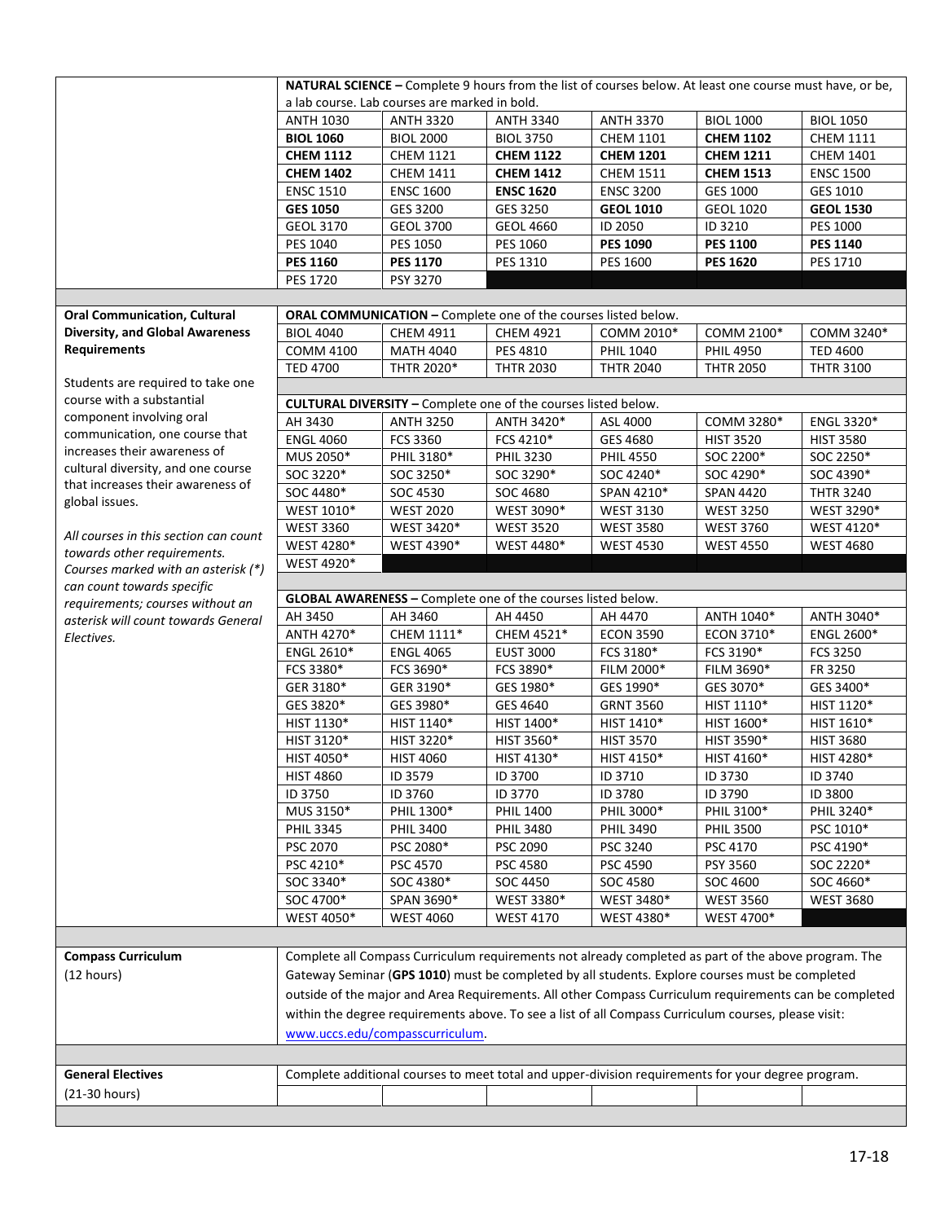| | | | | | | |
|---|---|---|---|---|---|---|
| | **NATURAL SCIENCE** – Complete 9 hours from the list of courses below. At least one course must have, or be, a lab course. Lab courses are marked in bold. | | | | | |
| | ANTH 1030 | ANTH 3320 | ANTH 3340 | ANTH 3370 | BIOL 1000 | BIOL 1050 |
| | **BIOL 1060** | BIOL 2000 | BIOL 3750 | CHEM 1101 | **CHEM 1102** | CHEM 1111 |
| | **CHEM 1112** | CHEM 1121 | **CHEM 1122** | **CHEM 1201** | **CHEM 1211** | CHEM 1401 |
| | **CHEM 1402** | CHEM 1411 | **CHEM 1412** | CHEM 1511 | **CHEM 1513** | ENSC 1500 |
| | ENSC 1510 | ENSC 1600 | **ENSC 1620** | ENSC 3200 | GES 1000 | GES 1010 |
| | **GES 1050** | GES 3200 | GES 3250 | **GEOL 1010** | GEOL 1020 | **GEOL 1530** |
| | GEOL 3170 | GEOL 3700 | GEOL 4660 | ID 2050 | ID 3210 | PES 1000 |
| | PES 1040 | PES 1050 | PES 1060 | **PES 1090** | **PES 1100** | **PES 1140** |
| | **PES 1160** | **PES 1170** | PES 1310 | PES 1600 | **PES 1620** | PES 1710 |
| | PES 1720 | PSY 3270 | | | | |

| | | | | | | |
|---|---|---|---|---|---|---|
| **Oral Communication, Cultural Diversity, and Global Awareness Requirements**<br><br>Students are required to take one course with a substantial component involving oral communication, one course that increases their awareness of cultural diversity, and one course that increases their awareness of global issues.<br><br>*All courses in this section can count towards other requirements. Courses marked with an asterisk (*) can count towards specific requirements; courses without an asterisk will count towards General Electives.* | **ORAL COMMUNICATION** – Complete one of the courses listed below. | | | | | |
| | BIOL 4040 | CHEM 4911 | CHEM 4921 | COMM 2010* | COMM 2100* | COMM 3240* |
| | COMM 4100 | MATH 4040 | PES 4810 | PHIL 1040 | PHIL 4950 | TED 4600 |
| | TED 4700 | THTR 2020* | THTR 2030 | THTR 2040 | THTR 2050 | THTR 3100 |
| | **CULTURAL DIVERSITY** – Complete one of the courses listed below. | | | | | |
| | AH 3430 | ANTH 3250 | ANTH 3420* | ASL 4000 | COMM 3280* | ENGL 3320* |
| | ENGL 4060 | FCS 3360 | FCS 4210* | GES 4680 | HIST 3520 | HIST 3580 |
| | MUS 2050* | PHIL 3180* | PHIL 3230 | PHIL 4550 | SOC 2200* | SOC 2250* |
| | SOC 3220* | SOC 3250* | SOC 3290* | SOC 4240* | SOC 4290* | SOC 4390* |
| | SOC 4480* | SOC 4530 | SOC 4680 | SPAN 4210* | SPAN 4420 | THTR 3240 |
| | WEST 1010* | WEST 2020 | WEST 3090* | WEST 3130 | WEST 3250 | WEST 3290* |
| | WEST 3360 | WEST 3420* | WEST 3520 | WEST 3580 | WEST 3760 | WEST 4120* |
| | WEST 4280* | WEST 4390* | WEST 4480* | WEST 4530 | WEST 4550 | WEST 4680 |
| | WEST 4920* | | | | | |
| | **GLOBAL AWARENESS** – Complete one of the courses listed below. | | | | | |
| | AH 3450 | AH 3460 | AH 4450 | AH 4470 | ANTH 1040* | ANTH 3040* |
| | ANTH 4270* | CHEM 1111* | CHEM 4521* | ECON 3590 | ECON 3710* | ENGL 2600* |
| | ENGL 2610* | ENGL 4065 | EUST 3000 | FCS 3180* | FCS 3190* | FCS 3250 |
| | FCS 3380* | FCS 3690* | FCS 3890* | FILM 2000* | FILM 3690* | FR 3250 |
| | GER 3180* | GER 3190* | GES 1980* | GES 1990* | GES 3070* | GES 3400* |
| | GES 3820* | GES 3980* | GES 4640 | GRNT 3560 | HIST 1110* | HIST 1120* |
| | HIST 1130* | HIST 1140* | HIST 1400* | HIST 1410* | HIST 1600* | HIST 1610* |
| | HIST 3120* | HIST 3220* | HIST 3560* | HIST 3570 | HIST 3590* | HIST 3680 |
| | HIST 4050* | HIST 4060 | HIST 4130* | HIST 4150* | HIST 4160* | HIST 4280* |
| | HIST 4860 | ID 3579 | ID 3700 | ID 3710 | ID 3730 | ID 3740 |
| | ID 3750 | ID 3760 | ID 3770 | ID 3780 | ID 3790 | ID 3800 |
| | MUS 3150* | PHIL 1300* | PHIL 1400 | PHIL 3000* | PHIL 3100* | PHIL 3240* |
| | PHIL 3345 | PHIL 3400 | PHIL 3480 | PHIL 3490 | PHIL 3500 | PSC 1010* |
| | PSC 2070 | PSC 2080* | PSC 2090 | PSC 3240 | PSC 4170 | PSC 4190* |
| | PSC 4210* | PSC 4570 | PSC 4580 | PSC 4590 | PSY 3560 | SOC 2220* |
| | SOC 3340* | SOC 4380* | SOC 4450 | SOC 4580 | SOC 4600 | SOC 4660* |
| | SOC 4700* | SPAN 3690* | WEST 3380* | WEST 3480* | WEST 3560 | WEST 3680 |
| | WEST 4050* | WEST 4060 | WEST 4170 | WEST 4380* | WEST 4700* | |

| | |
|---|---|
| **Compass Curriculum**<br>(12 hours) | Complete all Compass Curriculum requirements not already completed as part of the above program. The Gateway Seminar (**GPS 1010**) must be completed by all students. Explore courses must be completed outside of the major and Area Requirements. All other Compass Curriculum requirements can be completed within the degree requirements above. To see a list of all Compass Curriculum courses, please visit: www.uccs.edu/compasscurriculum. |
| **General Electives**<br>(21-30 hours) | Complete additional courses to meet total and upper-division requirements for your degree program. |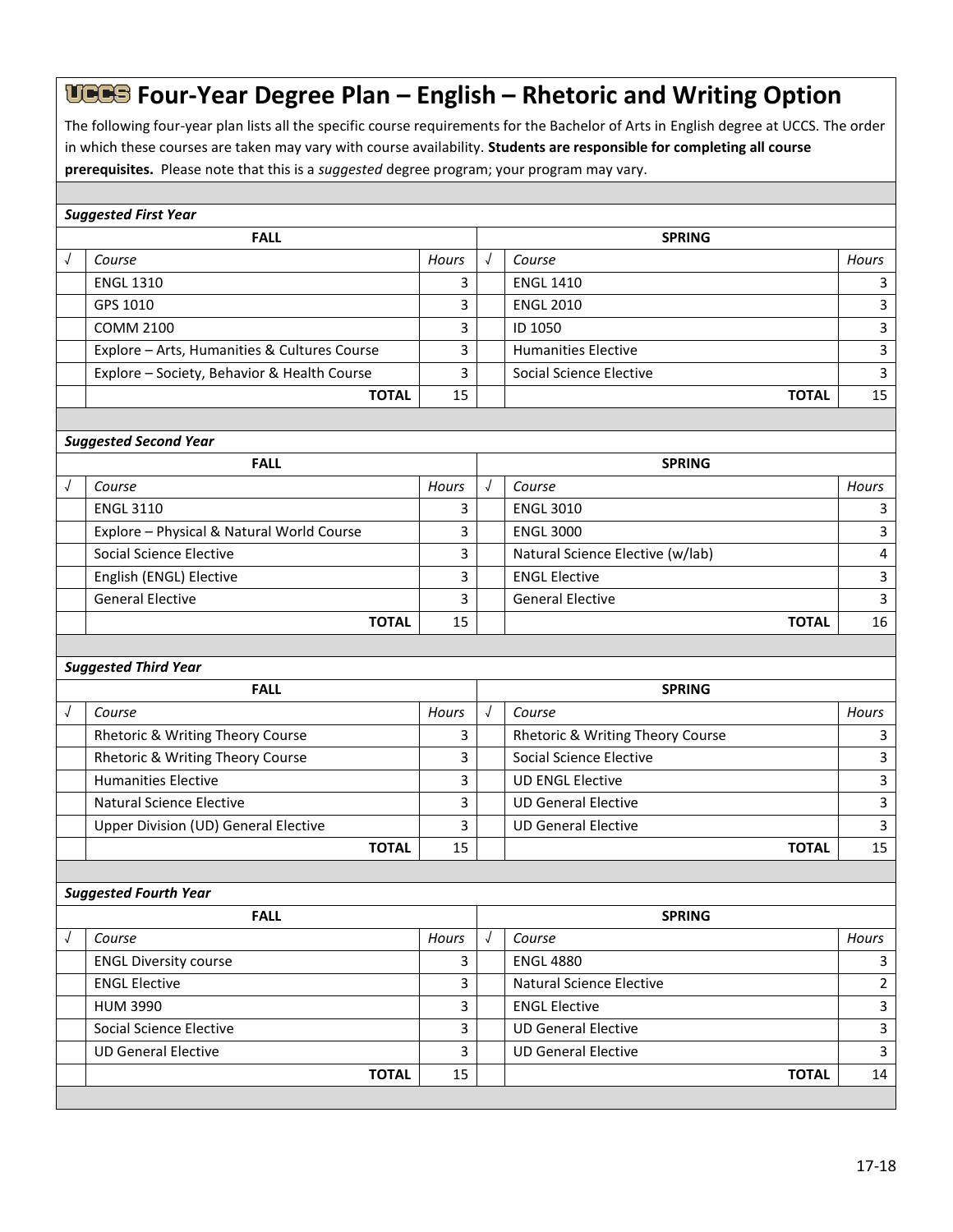# UCCS Four-Year Degree Plan – English – Rhetoric and Writing Option

The following four-year plan lists all the specific course requirements for the Bachelor of Arts in English degree at UCCS. The order in which these courses are taken may vary with course availability. **Students are responsible for completing all course prerequisites.** Please note that this is a *suggested* degree program; your program may vary.

***Suggested First Year***

| FALL | | | SPRING | | |
|---|---|---|---|---|---|
| √ | *Course* | *Hours* | √ | *Course* | *Hours* |
| | ENGL 1310 | 3 | | ENGL 1410 | 3 |
| | GPS 1010 | 3 | | ENGL 2010 | 3 |
| | COMM 2100 | 3 | | ID 1050 | 3 |
| | Explore – Arts, Humanities & Cultures Course | 3 | | Humanities Elective | 3 |
| | Explore – Society, Behavior & Health Course | 3 | | Social Science Elective | 3 |
| | **TOTAL** | 15 | | **TOTAL** | 15 |

***Suggested Second Year***

| FALL | | | SPRING | | |
|---|---|---|---|---|---|
| √ | *Course* | *Hours* | √ | *Course* | *Hours* |
| | ENGL 3110 | 3 | | ENGL 3010 | 3 |
| | Explore – Physical & Natural World Course | 3 | | ENGL 3000 | 3 |
| | Social Science Elective | 3 | | Natural Science Elective (w/lab) | 4 |
| | English (ENGL) Elective | 3 | | ENGL Elective | 3 |
| | General Elective | 3 | | General Elective | 3 |
| | **TOTAL** | 15 | | **TOTAL** | 16 |

***Suggested Third Year***

| FALL | | | SPRING | | |
|---|---|---|---|---|---|
| √ | *Course* | *Hours* | √ | *Course* | *Hours* |
| | Rhetoric & Writing Theory Course | 3 | | Rhetoric & Writing Theory Course | 3 |
| | Rhetoric & Writing Theory Course | 3 | | Social Science Elective | 3 |
| | Humanities Elective | 3 | | UD ENGL Elective | 3 |
| | Natural Science Elective | 3 | | UD General Elective | 3 |
| | Upper Division (UD) General Elective | 3 | | UD General Elective | 3 |
| | **TOTAL** | 15 | | **TOTAL** | 15 |

***Suggested Fourth Year***

| FALL | | | SPRING | | |
|---|---|---|---|---|---|
| √ | *Course* | *Hours* | √ | *Course* | *Hours* |
| | ENGL Diversity course | 3 | | ENGL 4880 | 3 |
| | ENGL Elective | 3 | | Natural Science Elective | 2 |
| | HUM 3990 | 3 | | ENGL Elective | 3 |
| | Social Science Elective | 3 | | UD General Elective | 3 |
| | UD General Elective | 3 | | UD General Elective | 3 |
| | **TOTAL** | 15 | | **TOTAL** | 14 |

17-18